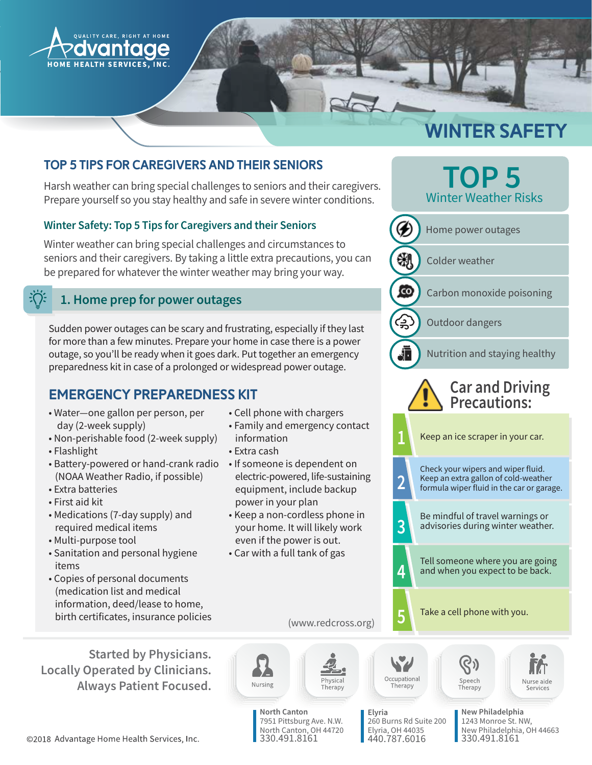QUALITY CARE, RIGHT AT HOME

Advantage

HOME HEALTH SERVICES, INC.

# WINTER SAFETY

## TOP 5 TIPS FOR CAREGIVERS AND THEIR SENIORS

Harsh weather can bring special challenges to seniors and their caregivers. Prepare yourself so you stay healthy and safe in severe winter conditions.

### Winter Safety: Top 5 Tips for Caregivers and their Seniors

Winter weather can bring special challenges and circumstances to seniors and their caregivers. By taking a little extra precautions, you can be prepared for whatever the winter weather may bring your way.

### 1. Home prep for power outages

Sudden power outages can be scary and frustrating, especially if they last for more than a few minutes. Prepare your home in case there is a power outage, so you'll be ready when it goes dark. Put together an emergency preparedness kit in case of a prolonged or widespread power outage.

### EMERGENCY PREPAREDNESS KIT

- Water—one gallon per person, per day (2-week supply)
- Non-perishable food (2-week supply)
- Flashlight
- Battery-powered or hand-crank radio (NOAA Weather Radio, if possible)
- Extra batteries
- First aid kit
- Medications (7-day supply) and required medical items
- Multi-purpose tool
- Sanitation and personal hygiene items
- Copies of personal documents (medication list and medical information, deed/lease to home, birth certificates, insurance policies
- Cell phone with chargers
- Family and emergency contact information
- Extra cash
- If someone is dependent on electric-powered, life-sustaining equipment, include backup power in your plan
- Keep a non-cordless phone in your home. It will likely work even if the power is out.
- Car with a full tank of gas

(www.redcross.org)

## TOP 5 Winter Weather Risks

- Home power outages
- Colder weather
- Carbon monoxide poisoning
- Outdoor dangers
- Nutrition and staying healthy

## Car and Driving Precautions:

1. Keep an ice scraper in your car.
2. Check your wipers and wiper fluid. Keep an extra gallon of cold-weather formula wiper fluid in the car or garage.
3. Be mindful of travel warnings or advisories during winter weather.
4. Tell someone where you are going and when you expect to be back.
5. Take a cell phone with you.

**Started by Physicians. Locally Operated by Clinicians. Always Patient Focused.**

Nursing | Physical Therapy | Occupational Therapy | Speech Therapy | Nurse aide Services

**North Canton**
7951 Pittsburg Ave. N.W.
North Canton, OH 44720
330.491.8161

**Elyria**
260 Burns Rd Suite 200
Elyria, OH 44035
440.787.6016

**New Philadelphia**
1243 Monroe St. NW,
New Philadelphia, OH 44663
330.491.8161

©2018 Advantage Home Health Services, Inc.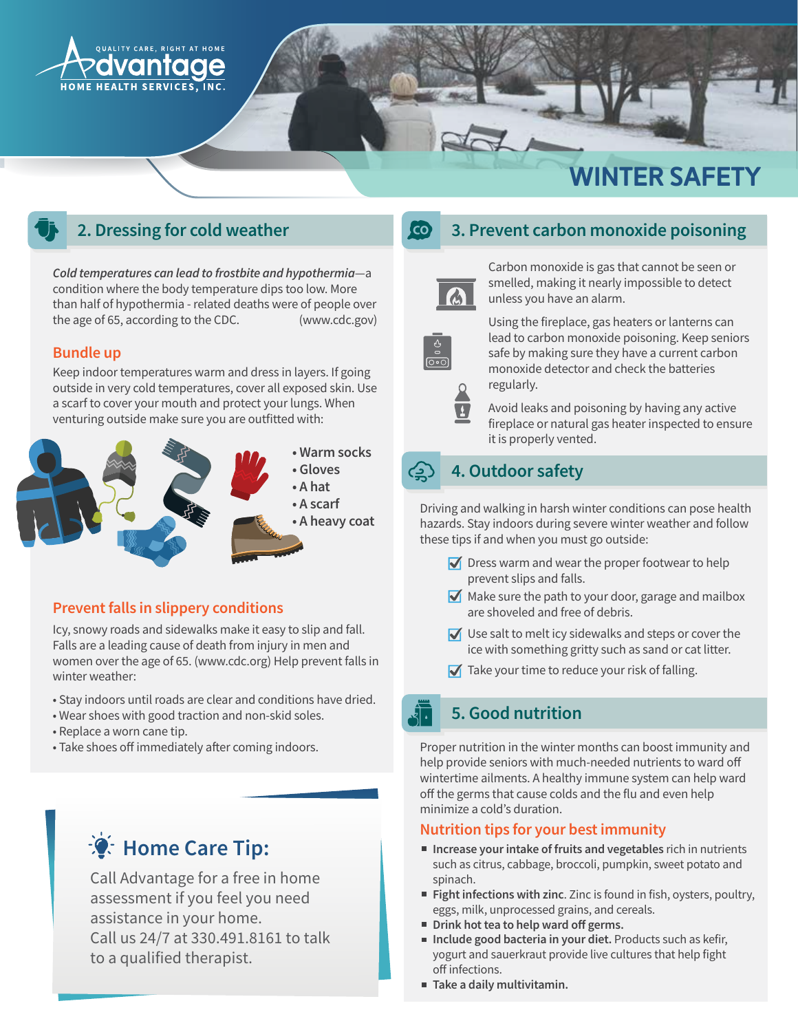# WINTER SAFETY

## 2. Dressing for cold weather

*Cold temperatures can lead to frostbite and hypothermia*—a condition where the body temperature dips too low. More than half of hypothermia - related deaths were of people over the age of 65, according to the CDC. (www.cdc.gov)

### Bundle up

Keep indoor temperatures warm and dress in layers. If going outside in very cold temperatures, cover all exposed skin. Use a scarf to cover your mouth and protect your lungs. When venturing outside make sure you are outfitted with:

- Warm socks
- Gloves
- A hat
- A scarf
- A heavy coat

### Prevent falls in slippery conditions

Icy, snowy roads and sidewalks make it easy to slip and fall. Falls are a leading cause of death from injury in men and women over the age of 65. (www.cdc.org) Help prevent falls in winter weather:

- Stay indoors until roads are clear and conditions have dried.
- Wear shoes with good traction and non-skid soles.
- Replace a worn cane tip.
- Take shoes off immediately after coming indoors.

### Home Care Tip:

Call Advantage for a free in home assessment if you feel you need assistance in your home.
Call us 24/7 at 330.491.8161 to talk to a qualified therapist.

## 3. Prevent carbon monoxide poisoning

Carbon monoxide is gas that cannot be seen or smelled, making it nearly impossible to detect unless you have an alarm.

Using the fireplace, gas heaters or lanterns can lead to carbon monoxide poisoning. Keep seniors safe by making sure they have a current carbon monoxide detector and check the batteries regularly.

Avoid leaks and poisoning by having any active fireplace or natural gas heater inspected to ensure it is properly vented.

## 4. Outdoor safety

Driving and walking in harsh winter conditions can pose health hazards. Stay indoors during severe winter weather and follow these tips if and when you must go outside:

- Dress warm and wear the proper footwear to help prevent slips and falls.
- Make sure the path to your door, garage and mailbox are shoveled and free of debris.
- Use salt to melt icy sidewalks and steps or cover the ice with something gritty such as sand or cat litter.
- Take your time to reduce your risk of falling.

## 5. Good nutrition

Proper nutrition in the winter months can boost immunity and help provide seniors with much-needed nutrients to ward off wintertime ailments. A healthy immune system can help ward off the germs that cause colds and the flu and even help minimize a cold's duration.

### Nutrition tips for your best immunity

- **Increase your intake of fruits and vegetables** rich in nutrients such as citrus, cabbage, broccoli, pumpkin, sweet potato and spinach.
- **Fight infections with zinc**. Zinc is found in fish, oysters, poultry, eggs, milk, unprocessed grains, and cereals.
- **Drink hot tea to help ward off germs.**
- **Include good bacteria in your diet.** Products such as kefir, yogurt and sauerkraut provide live cultures that help fight off infections.
- **Take a daily multivitamin.**